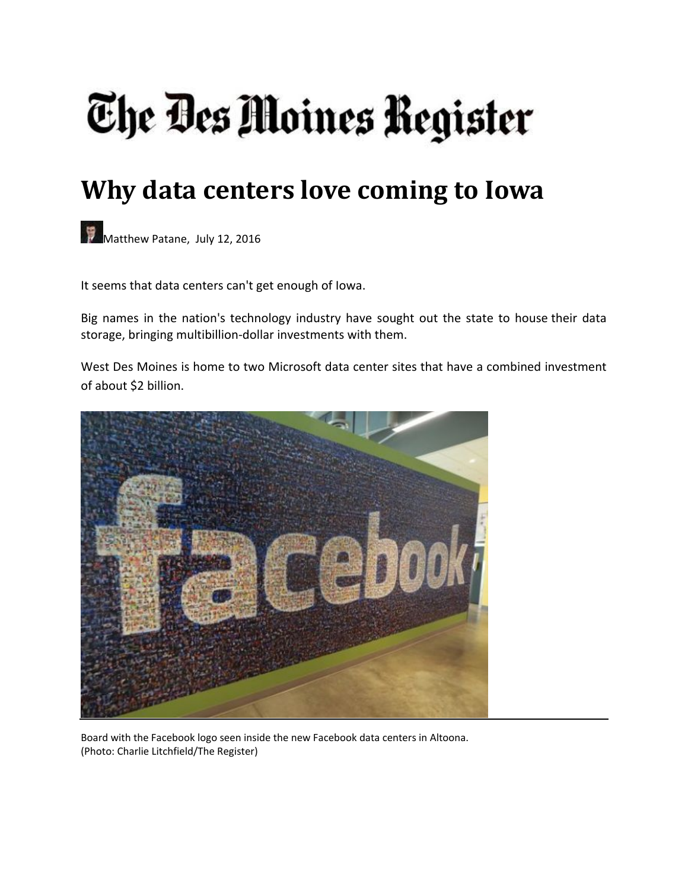# The Des Moines Register

## Why data centers love coming to Iowa

Matthew Patane, July 12, 2016

It seems that data centers can't get enough of Iowa.

Big names in the nation's technology industry have sought out the state to house their data storage, bringing multibillion-dollar investments with them.

West Des Moines is home to two Microsoft data center sites that have a combined investment of about $2 billion.

Board with the Facebook logo seen inside the new Facebook data centers in Altoona. (Photo: Charlie Litchfield/The Register)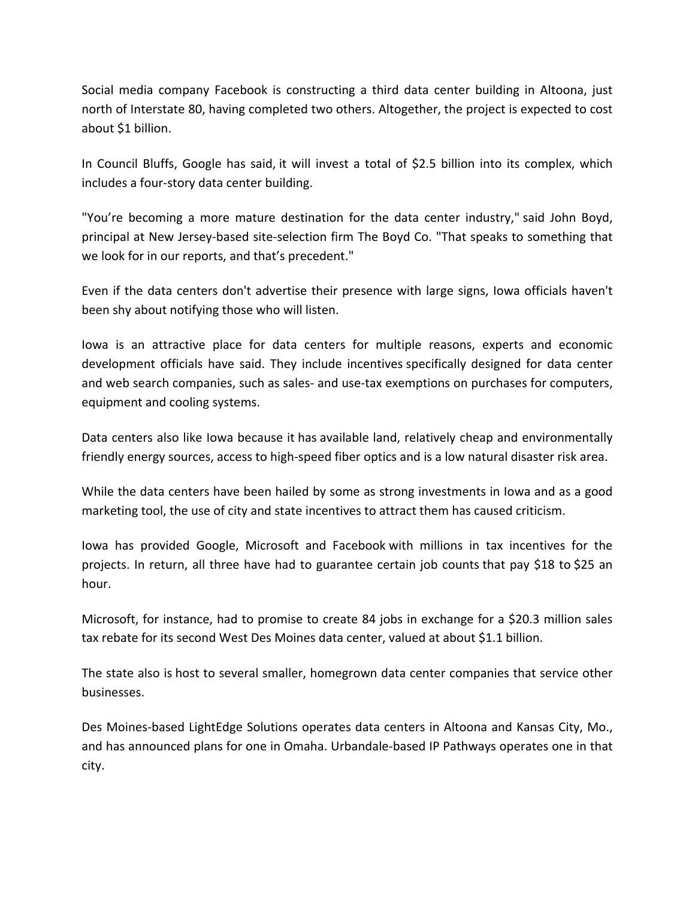Social media company Facebook is constructing a third data center building in Altoona, just north of Interstate 80, having completed two others. Altogether, the project is expected to cost about $1 billion.

In Council Bluffs, Google has said, it will invest a total of $2.5 billion into its complex, which includes a four-story data center building.

"You're becoming a more mature destination for the data center industry," said John Boyd, principal at New Jersey-based site-selection firm The Boyd Co. "That speaks to something that we look for in our reports, and that's precedent."

Even if the data centers don't advertise their presence with large signs, Iowa officials haven't been shy about notifying those who will listen.

Iowa is an attractive place for data centers for multiple reasons, experts and economic development officials have said. They include incentives specifically designed for data center and web search companies, such as sales- and use-tax exemptions on purchases for computers, equipment and cooling systems.

Data centers also like Iowa because it has available land, relatively cheap and environmentally friendly energy sources, access to high-speed fiber optics and is a low natural disaster risk area.

While the data centers have been hailed by some as strong investments in Iowa and as a good marketing tool, the use of city and state incentives to attract them has caused criticism.

Iowa has provided Google, Microsoft and Facebook with millions in tax incentives for the projects. In return, all three have had to guarantee certain job counts that pay $18 to $25 an hour.

Microsoft, for instance, had to promise to create 84 jobs in exchange for a $20.3 million sales tax rebate for its second West Des Moines data center, valued at about $1.1 billion.

The state also is host to several smaller, homegrown data center companies that service other businesses.

Des Moines-based LightEdge Solutions operates data centers in Altoona and Kansas City, Mo., and has announced plans for one in Omaha. Urbandale-based IP Pathways operates one in that city.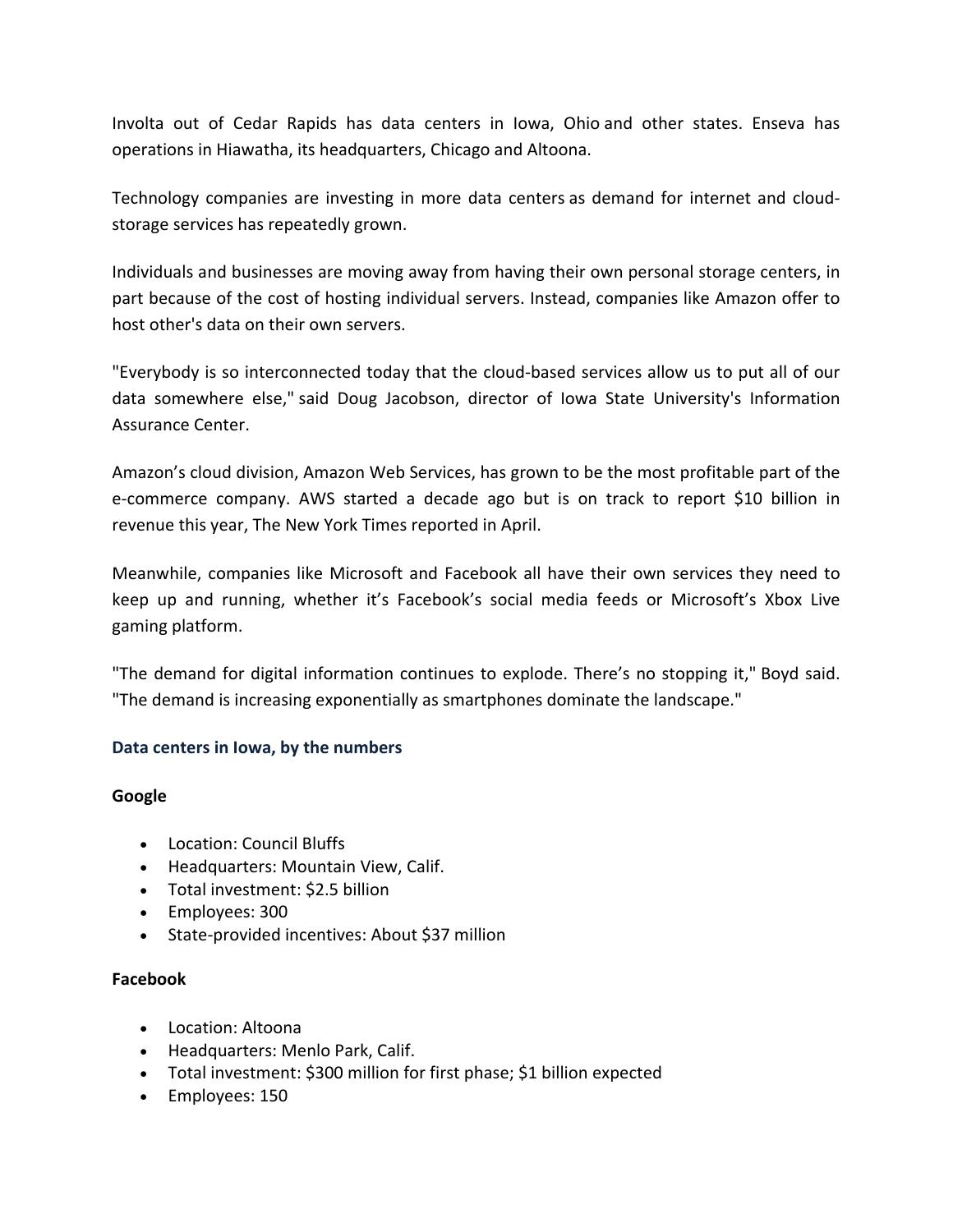Involta out of Cedar Rapids has data centers in Iowa, Ohio and other states. Enseva has operations in Hiawatha, its headquarters, Chicago and Altoona.

Technology companies are investing in more data centers as demand for internet and cloud-storage services has repeatedly grown.

Individuals and businesses are moving away from having their own personal storage centers, in part because of the cost of hosting individual servers. Instead, companies like Amazon offer to host other's data on their own servers.

"Everybody is so interconnected today that the cloud-based services allow us to put all of our data somewhere else," said Doug Jacobson, director of Iowa State University's Information Assurance Center.

Amazon's cloud division, Amazon Web Services, has grown to be the most profitable part of the e-commerce company. AWS started a decade ago but is on track to report $10 billion in revenue this year, The New York Times reported in April.

Meanwhile, companies like Microsoft and Facebook all have their own services they need to keep up and running, whether it's Facebook's social media feeds or Microsoft's Xbox Live gaming platform.

"The demand for digital information continues to explode. There's no stopping it," Boyd said. "The demand is increasing exponentially as smartphones dominate the landscape."

### Data centers in Iowa, by the numbers

**Google**

- Location: Council Bluffs
- Headquarters: Mountain View, Calif.
- Total investment: $2.5 billion
- Employees: 300
- State-provided incentives: About $37 million

**Facebook**

- Location: Altoona
- Headquarters: Menlo Park, Calif.
- Total investment: $300 million for first phase; $1 billion expected
- Employees: 150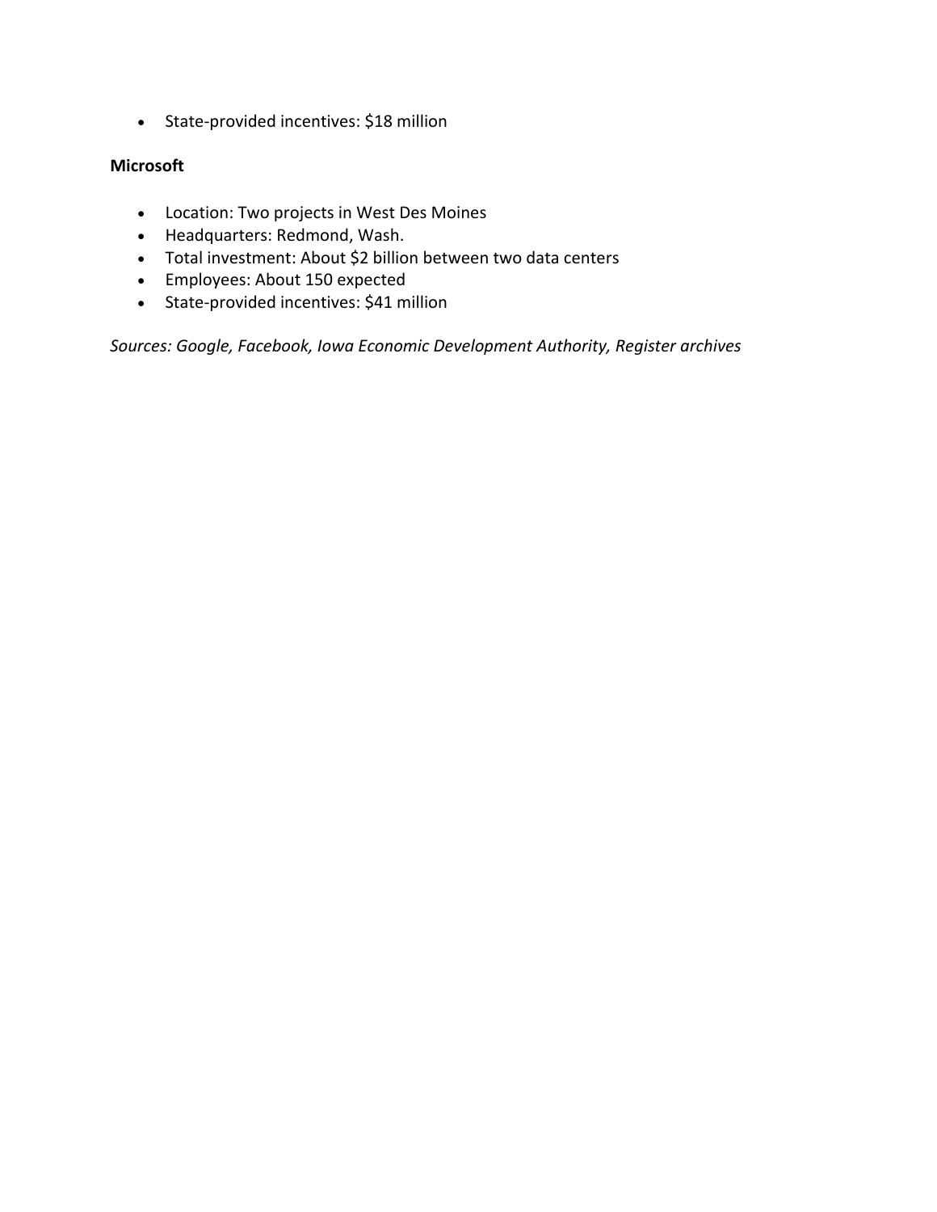- State-provided incentives: $18 million

**Microsoft**

- Location: Two projects in West Des Moines
- Headquarters: Redmond, Wash.
- Total investment: About $2 billion between two data centers
- Employees: About 150 expected
- State-provided incentives: $41 million

*Sources: Google, Facebook, Iowa Economic Development Authority, Register archives*